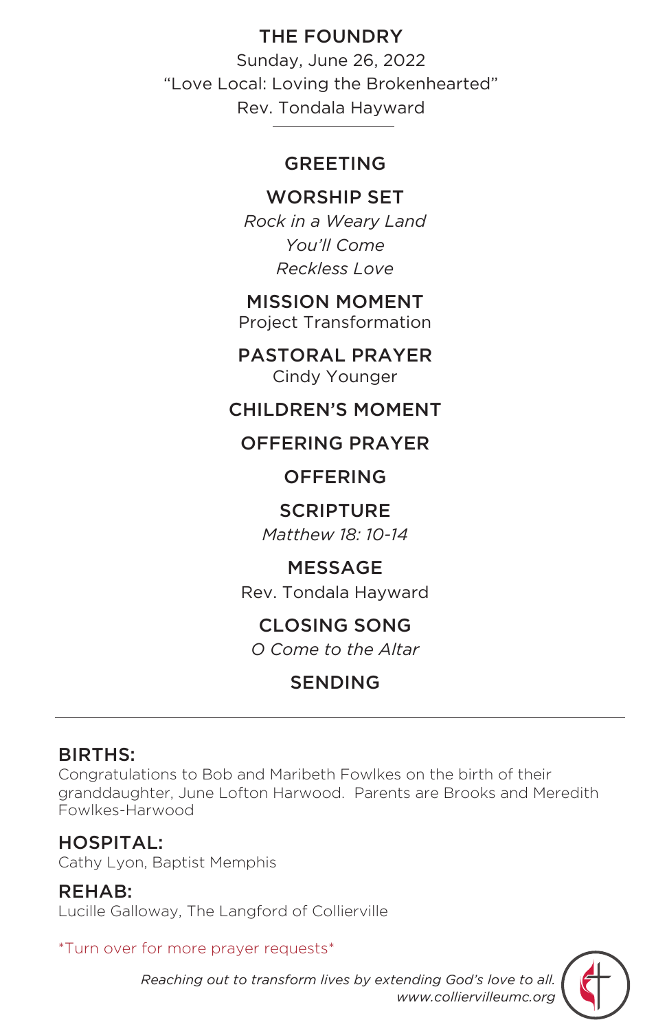# THE FOUNDRY

Sunday, June 26, 2022

"Love Local: Loving the Brokenhearted"

Rev. Tondala Hayward

---

## GREETING

## WORSHIP SET

*Rock in a Weary Land*

*You'll Come*

*Reckless Love*

## MISSION MOMENT

Project Transformation

## PASTORAL PRAYER

Cindy Younger

## CHILDREN'S MOMENT

## OFFERING PRAYER

## OFFERING

## SCRIPTURE

*Matthew 18: 10-14*

## MESSAGE

Rev. Tondala Hayward

## CLOSING SONG

*O Come to the Altar*

## SENDING

---

### BIRTHS:

Congratulations to Bob and Maribeth Fowlkes on the birth of their granddaughter, June Lofton Harwood. Parents are Brooks and Meredith Fowlkes-Harwood

### HOSPITAL:

Cathy Lyon, Baptist Memphis

### REHAB:

Lucille Galloway, The Langford of Collierville

*Turn over for more prayer requests*

*Reaching out to transform lives by extending God's love to all.*

*www.colliervilleumc.org*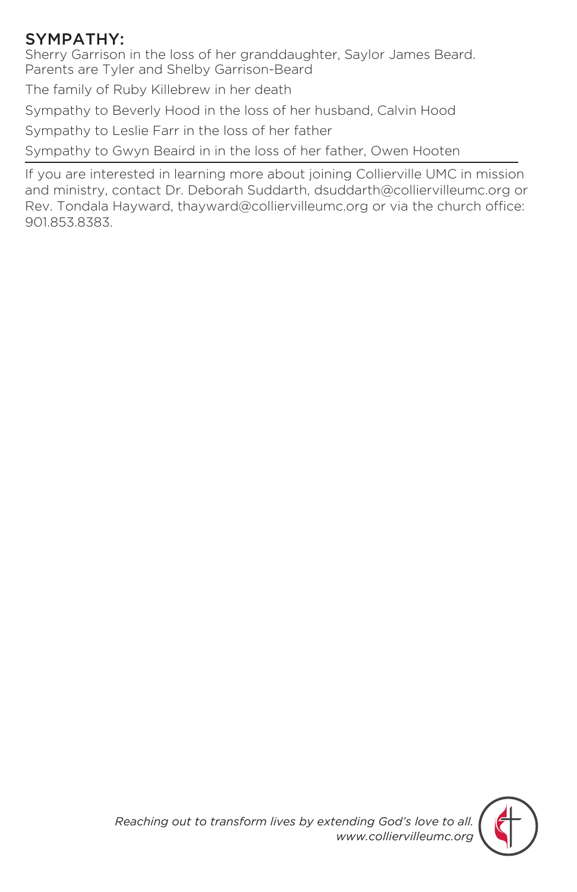## SYMPATHY:

Sherry Garrison in the loss of her granddaughter, Saylor James Beard. Parents are Tyler and Shelby Garrison-Beard

The family of Ruby Killebrew in her death

Sympathy to Beverly Hood in the loss of her husband, Calvin Hood

Sympathy to Leslie Farr in the loss of her father

Sympathy to Gwyn Beaird in in the loss of her father, Owen Hooten

---

If you are interested in learning more about joining Collierville UMC in mission and ministry, contact Dr. Deborah Suddarth, dsuddarth@colliervilleumc.org or Rev. Tondala Hayward, thayward@colliervilleumc.org or via the church office: 901.853.8383.

*Reaching out to transform lives by extending God's love to all.*
*www.colliervilleumc.org*